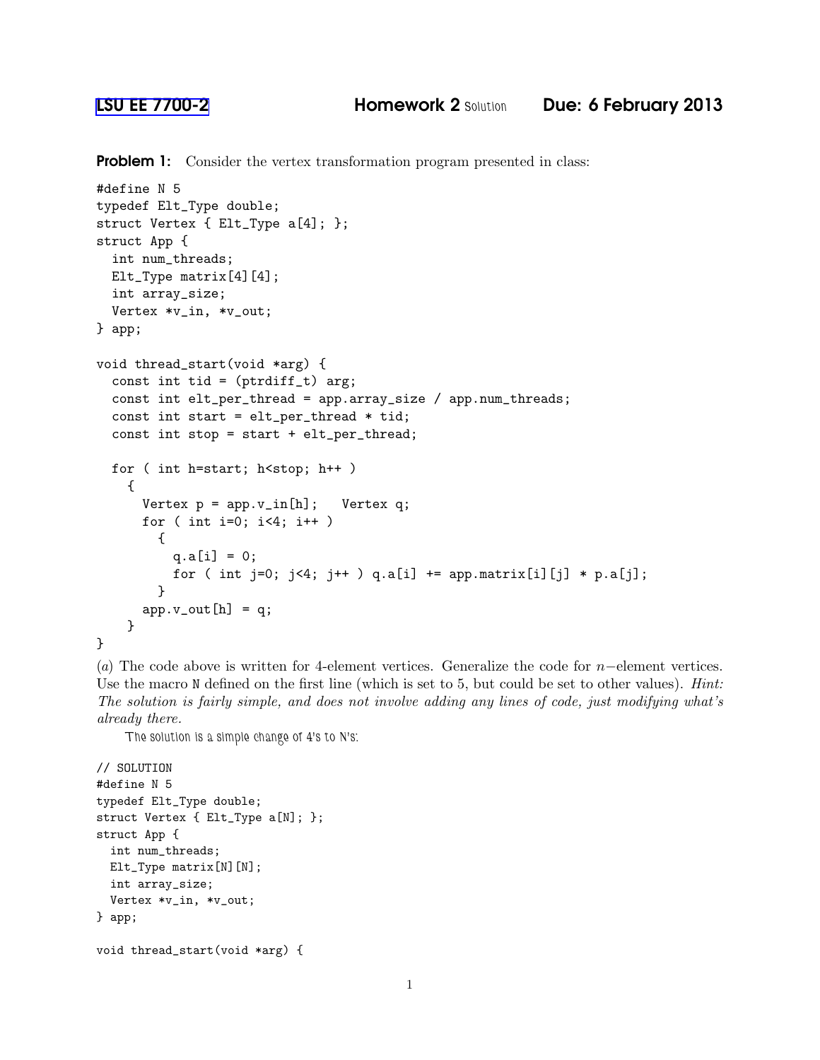[LSU EE 7700-2] **Homework 2** Solution **Due: 6 February 2013**

**Problem 1:** Consider the vertex transformation program presented in class:

```
#define N 5
typedef Elt_Type double;
struct Vertex { Elt_Type a[4]; };
struct App {
  int num_threads;
  Elt_Type matrix[4][4];
  int array_size;
  Vertex *v_in, *v_out;
} app;

void thread_start(void *arg) {
  const int tid = (ptrdiff_t) arg;
  const int elt_per_thread = app.array_size / app.num_threads;
  const int start = elt_per_thread * tid;
  const int stop = start + elt_per_thread;

  for ( int h=start; h<stop; h++ )
    {
      Vertex p = app.v_in[h];   Vertex q;
      for ( int i=0; i<4; i++ )
        {
          q.a[i] = 0;
          for ( int j=0; j<4; j++ ) q.a[i] += app.matrix[i][j] * p.a[j];
        }
      app.v_out[h] = q;
    }
}
```

($a$) The code above is written for 4-element vertices. Generalize the code for $n-$element vertices. Use the macro `N` defined on the first line (which is set to 5, but could be set to other values). *Hint: The solution is fairly simple, and does not involve adding any lines of code, just modifying what's already there.*

The solution is a simple change of 4's to N's:

```
// SOLUTION
#define N 5
typedef Elt_Type double;
struct Vertex { Elt_Type a[N]; };
struct App {
  int num_threads;
  Elt_Type matrix[N][N];
  int array_size;
  Vertex *v_in, *v_out;
} app;

void thread_start(void *arg) {
```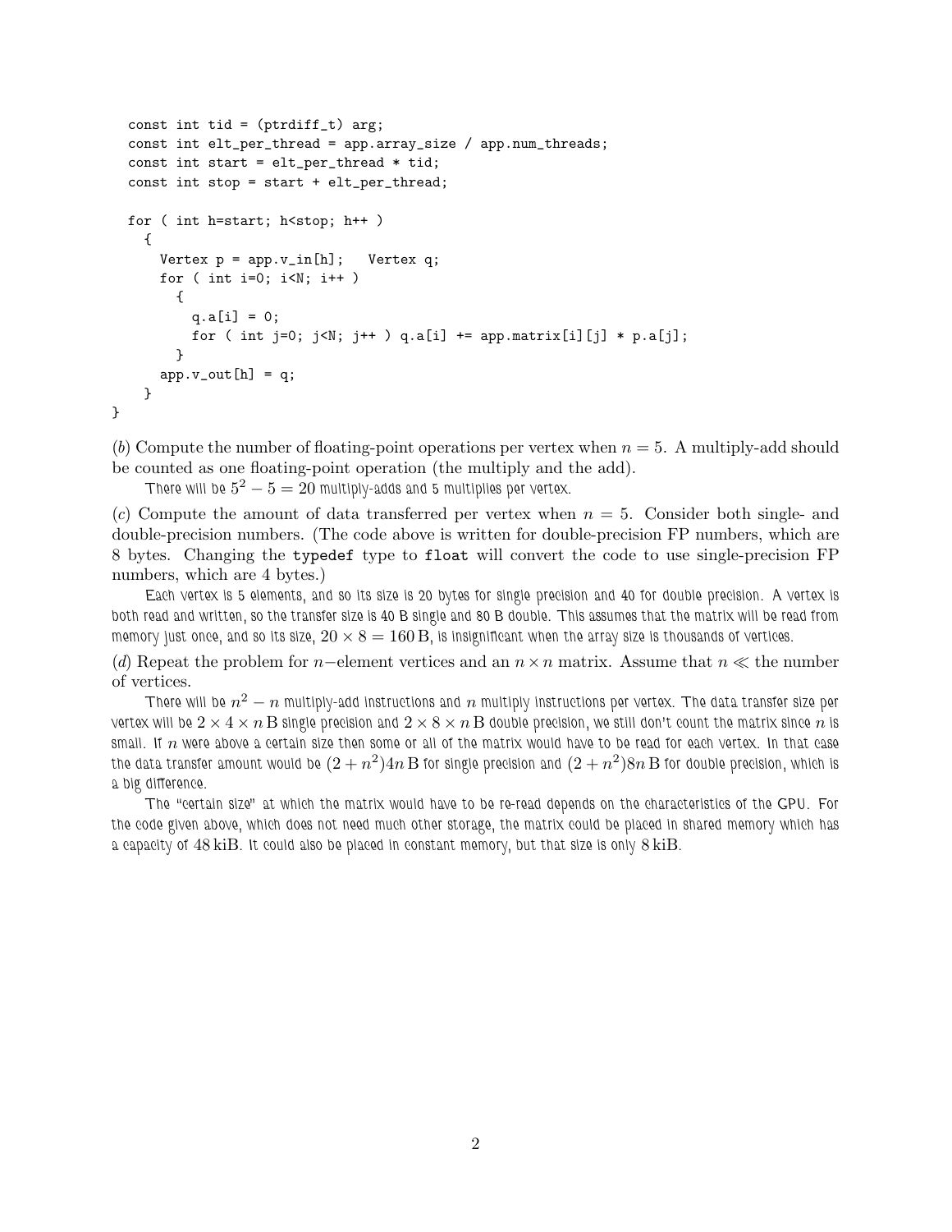```
  const int tid = (ptrdiff_t) arg;
  const int elt_per_thread = app.array_size / app.num_threads;
  const int start = elt_per_thread * tid;
  const int stop = start + elt_per_thread;

  for ( int h=start; h<stop; h++ )
    {
      Vertex p = app.v_in[h];   Vertex q;
      for ( int i=0; i<N; i++ )
        {
          q.a[i] = 0;
          for ( int j=0; j<N; j++ ) q.a[i] += app.matrix[i][j] * p.a[j];
        }
      app.v_out[h] = q;
    }
}
```

(*b*) Compute the number of floating-point operations per vertex when $n = 5$. A multiply-add should be counted as one floating-point operation (the multiply and the add).

There will be $5^2 - 5 = 20$ multiply-adds and 5 multiplies per vertex.

(*c*) Compute the amount of data transferred per vertex when $n = 5$. Consider both single- and double-precision numbers. (The code above is written for double-precision FP numbers, which are 8 bytes. Changing the `typedef` type to `float` will convert the code to use single-precision FP numbers, which are 4 bytes.)

Each vertex is 5 elements, and so its size is 20 bytes for single precision and 40 for double precision. A vertex is both read and written, so the transfer size is 40 B single and 80 B double. This assumes that the matrix will be read from memory just once, and so its size, $20 \times 8 = 160\,\mathrm{B}$, is insignificant when the array size is thousands of vertices.

(*d*) Repeat the problem for $n-$element vertices and an $n \times n$ matrix. Assume that $n \ll$ the number of vertices.

There will be $n^2 - n$ multiply-add instructions and $n$ multiply instructions per vertex. The data transfer size per vertex will be $2 \times 4 \times n\,\mathrm{B}$ single precision and $2 \times 8 \times n\,\mathrm{B}$ double precision, we still don't count the matrix since $n$ is small. If $n$ were above a certain size then some or all of the matrix would have to be read for each vertex. In that case the data transfer amount would be $(2 + n^2)4n\,\mathrm{B}$ for single precision and $(2 + n^2)8n\,\mathrm{B}$ for double precision, which is a big difference.

The "certain size" at which the matrix would have to be re-read depends on the characteristics of the GPU. For the code given above, which does not need much other storage, the matrix could be placed in shared memory which has a capacity of $48\,\mathrm{kiB}$. It could also be placed in constant memory, but that size is only $8\,\mathrm{kiB}$.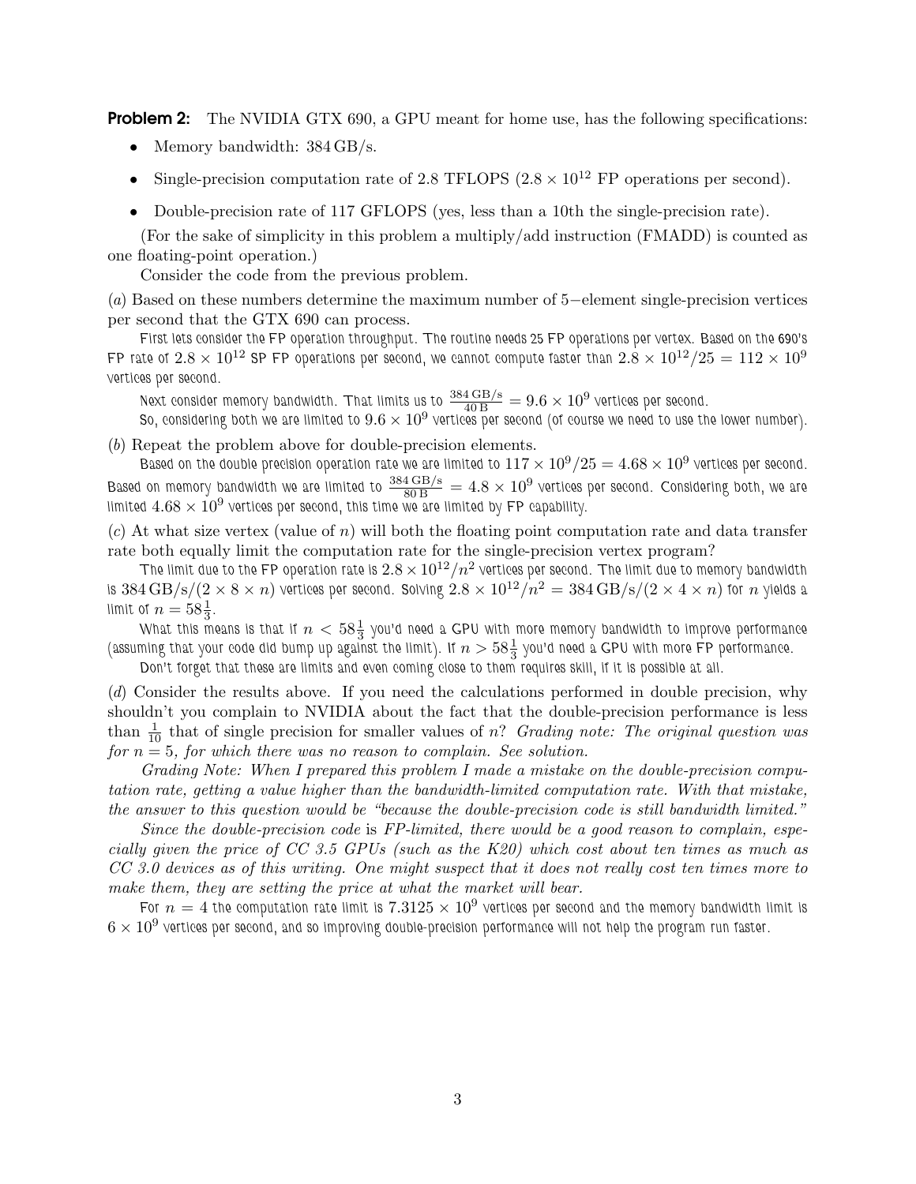**Problem 2:** The NVIDIA GTX 690, a GPU meant for home use, has the following specifications:

- Memory bandwidth: 384 GB/s.
- Single-precision computation rate of 2.8 TFLOPS ($2.8 \times 10^{12}$ FP operations per second).
- Double-precision rate of 117 GFLOPS (yes, less than a 10th the single-precision rate).

(For the sake of simplicity in this problem a multiply/add instruction (FMADD) is counted as one floating-point operation.)

Consider the code from the previous problem.

(*a*) Based on these numbers determine the maximum number of 5−element single-precision vertices per second that the GTX 690 can process.

First lets consider the FP operation throughput. The routine needs 25 FP operations per vertex. Based on the 690's FP rate of $2.8 \times 10^{12}$ SP FP operations per second, we cannot compute faster than $2.8 \times 10^{12}/25 = 112 \times 10^9$ vertices per second.

Next consider memory bandwidth. That limits us to $\frac{384\,\text{GB/s}}{40\,\text{B}} = 9.6 \times 10^9$ vertices per second.

So, considering both we are limited to $9.6 \times 10^9$ vertices per second (of course we need to use the lower number).

(*b*) Repeat the problem above for double-precision elements.

Based on the double precision operation rate we are limited to $117 \times 10^9/25 = 4.68 \times 10^9$ vertices per second. Based on memory bandwidth we are limited to $\frac{384\,\text{GB/s}}{80\,\text{B}} = 4.8 \times 10^9$ vertices per second. Considering both, we are limited $4.68 \times 10^9$ vertices per second, this time we are limited by FP capability.

(*c*) At what size vertex (value of $n$) will both the floating point computation rate and data transfer rate both equally limit the computation rate for the single-precision vertex program?

The limit due to the FP operation rate is $2.8 \times 10^{12}/n^2$ vertices per second. The limit due to memory bandwidth is $384\,\text{GB/s}/(2 \times 8 \times n)$ vertices per second. Solving $2.8 \times 10^{12}/n^2 = 384\,\text{GB/s}/(2 \times 4 \times n)$ for $n$ yields a limit of $n = 58\frac{1}{3}$.

What this means is that if $n < 58\frac{1}{3}$ you'd need a GPU with more memory bandwidth to improve performance (assuming that your code did bump up against the limit). If $n > 58\frac{1}{3}$ you'd need a GPU with more FP performance.

Don't forget that these are limits and even coming close to them requires skill, if it is possible at all.

(*d*) Consider the results above. If you need the calculations performed in double precision, why shouldn't you complain to NVIDIA about the fact that the double-precision performance is less than $\frac{1}{10}$ that of single precision for smaller values of $n$? *Grading note: The original question was for $n = 5$, for which there was no reason to complain. See solution.*

*Grading Note: When I prepared this problem I made a mistake on the double-precision computation rate, getting a value higher than the bandwidth-limited computation rate. With that mistake, the answer to this question would be "because the double-precision code is still bandwidth limited."*

*Since the double-precision code* is *FP-limited, there would be a good reason to complain, especially given the price of CC 3.5 GPUs (such as the K20) which cost about ten times as much as CC 3.0 devices as of this writing. One might suspect that it does not really cost ten times more to make them, they are setting the price at what the market will bear.*

For $n = 4$ the computation rate limit is $7.3125 \times 10^9$ vertices per second and the memory bandwidth limit is $6 \times 10^9$ vertices per second, and so improving double-precision performance will not help the program run faster.